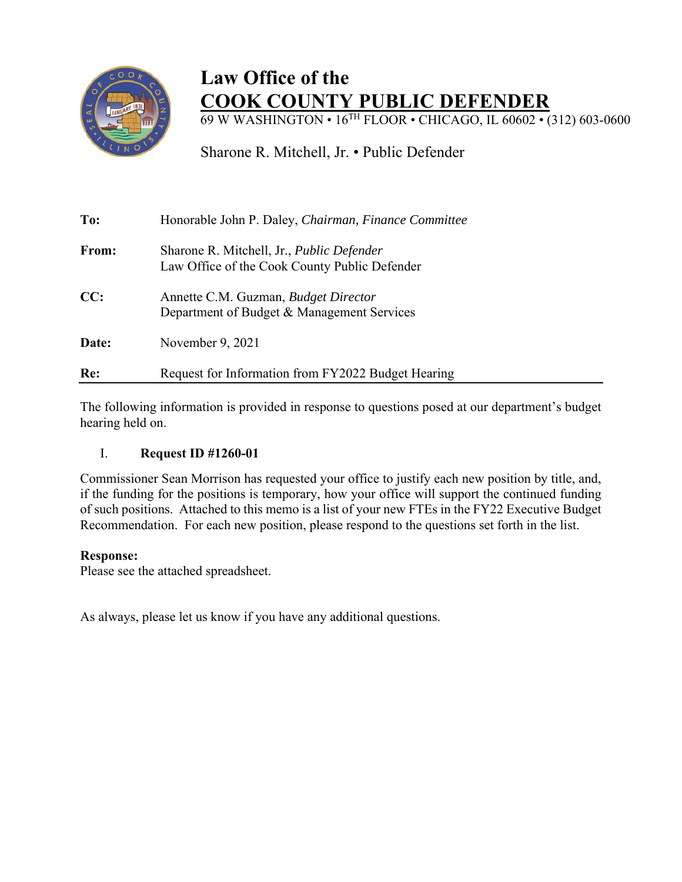# Law Office of the
# COOK COUNTY PUBLIC DEFENDER

69 W WASHINGTON • 16TH FLOOR • CHICAGO, IL 60602 • (312) 603-0600

Sharone R. Mitchell, Jr. • Public Defender

**To:** Honorable John P. Daley, *Chairman, Finance Committee*

**From:** Sharone R. Mitchell, Jr., *Public Defender*
Law Office of the Cook County Public Defender

**CC:** Annette C.M. Guzman, *Budget Director*
Department of Budget & Management Services

**Date:** November 9, 2021

**Re:** Request for Information from FY2022 Budget Hearing

---

The following information is provided in response to questions posed at our department's budget hearing held on.

I. **Request ID #1260-01**

Commissioner Sean Morrison has requested your office to justify each new position by title, and, if the funding for the positions is temporary, how your office will support the continued funding of such positions. Attached to this memo is a list of your new FTEs in the FY22 Executive Budget Recommendation. For each new position, please respond to the questions set forth in the list.

**Response:**
Please see the attached spreadsheet.

As always, please let us know if you have any additional questions.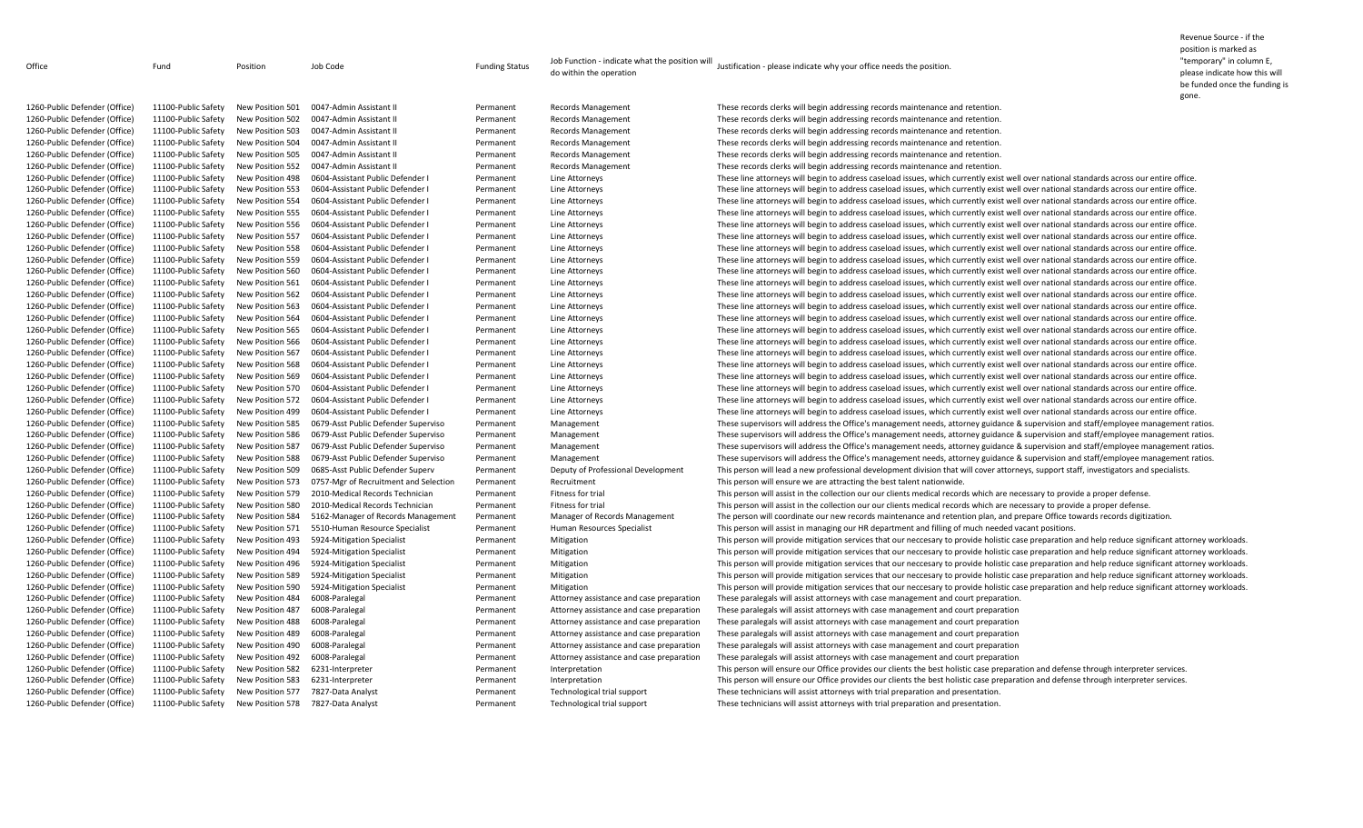| Office | Fund | Position | Job Code | Funding Status | Job Function - indicate what the position will do within the operation | Justification - please indicate why your office needs the position. | Revenue Source - if the position is marked as "temporary" in column E, please indicate how this will be funded once the funding is gone. |
|---|---|---|---|---|---|---|---|
| 1260-Public Defender (Office) | 11100-Public Safety | New Position 501 | 0047-Admin Assistant II | Permanent | Records Management | These records clerks will begin addressing records maintenance and retention. | |
| 1260-Public Defender (Office) | 11100-Public Safety | New Position 502 | 0047-Admin Assistant II | Permanent | Records Management | These records clerks will begin addressing records maintenance and retention. | |
| 1260-Public Defender (Office) | 11100-Public Safety | New Position 503 | 0047-Admin Assistant II | Permanent | Records Management | These records clerks will begin addressing records maintenance and retention. | |
| 1260-Public Defender (Office) | 11100-Public Safety | New Position 504 | 0047-Admin Assistant II | Permanent | Records Management | These records clerks will begin addressing records maintenance and retention. | |
| 1260-Public Defender (Office) | 11100-Public Safety | New Position 505 | 0047-Admin Assistant II | Permanent | Records Management | These records clerks will begin addressing records maintenance and retention. | |
| 1260-Public Defender (Office) | 11100-Public Safety | New Position 552 | 0047-Admin Assistant II | Permanent | Records Management | These records clerks will begin addressing records maintenance and retention. | |
| 1260-Public Defender (Office) | 11100-Public Safety | New Position 498 | 0604-Assistant Public Defender I | Permanent | Line Attorneys | These line attorneys will begin to address caseload issues, which currently exist well over national standards across our entire office. | |
| 1260-Public Defender (Office) | 11100-Public Safety | New Position 553 | 0604-Assistant Public Defender I | Permanent | Line Attorneys | These line attorneys will begin to address caseload issues, which currently exist well over national standards across our entire office. | |
| 1260-Public Defender (Office) | 11100-Public Safety | New Position 554 | 0604-Assistant Public Defender I | Permanent | Line Attorneys | These line attorneys will begin to address caseload issues, which currently exist well over national standards across our entire office. | |
| 1260-Public Defender (Office) | 11100-Public Safety | New Position 555 | 0604-Assistant Public Defender I | Permanent | Line Attorneys | These line attorneys will begin to address caseload issues, which currently exist well over national standards across our entire office. | |
| 1260-Public Defender (Office) | 11100-Public Safety | New Position 556 | 0604-Assistant Public Defender I | Permanent | Line Attorneys | These line attorneys will begin to address caseload issues, which currently exist well over national standards across our entire office. | |
| 1260-Public Defender (Office) | 11100-Public Safety | New Position 557 | 0604-Assistant Public Defender I | Permanent | Line Attorneys | These line attorneys will begin to address caseload issues, which currently exist well over national standards across our entire office. | |
| 1260-Public Defender (Office) | 11100-Public Safety | New Position 558 | 0604-Assistant Public Defender I | Permanent | Line Attorneys | These line attorneys will begin to address caseload issues, which currently exist well over national standards across our entire office. | |
| 1260-Public Defender (Office) | 11100-Public Safety | New Position 559 | 0604-Assistant Public Defender I | Permanent | Line Attorneys | These line attorneys will begin to address caseload issues, which currently exist well over national standards across our entire office. | |
| 1260-Public Defender (Office) | 11100-Public Safety | New Position 560 | 0604-Assistant Public Defender I | Permanent | Line Attorneys | These line attorneys will begin to address caseload issues, which currently exist well over national standards across our entire office. | |
| 1260-Public Defender (Office) | 11100-Public Safety | New Position 561 | 0604-Assistant Public Defender I | Permanent | Line Attorneys | These line attorneys will begin to address caseload issues, which currently exist well over national standards across our entire office. | |
| 1260-Public Defender (Office) | 11100-Public Safety | New Position 562 | 0604-Assistant Public Defender I | Permanent | Line Attorneys | These line attorneys will begin to address caseload issues, which currently exist well over national standards across our entire office. | |
| 1260-Public Defender (Office) | 11100-Public Safety | New Position 563 | 0604-Assistant Public Defender I | Permanent | Line Attorneys | These line attorneys will begin to address caseload issues, which currently exist well over national standards across our entire office. | |
| 1260-Public Defender (Office) | 11100-Public Safety | New Position 564 | 0604-Assistant Public Defender I | Permanent | Line Attorneys | These line attorneys will begin to address caseload issues, which currently exist well over national standards across our entire office. | |
| 1260-Public Defender (Office) | 11100-Public Safety | New Position 565 | 0604-Assistant Public Defender I | Permanent | Line Attorneys | These line attorneys will begin to address caseload issues, which currently exist well over national standards across our entire office. | |
| 1260-Public Defender (Office) | 11100-Public Safety | New Position 566 | 0604-Assistant Public Defender I | Permanent | Line Attorneys | These line attorneys will begin to address caseload issues, which currently exist well over national standards across our entire office. | |
| 1260-Public Defender (Office) | 11100-Public Safety | New Position 567 | 0604-Assistant Public Defender I | Permanent | Line Attorneys | These line attorneys will begin to address caseload issues, which currently exist well over national standards across our entire office. | |
| 1260-Public Defender (Office) | 11100-Public Safety | New Position 568 | 0604-Assistant Public Defender I | Permanent | Line Attorneys | These line attorneys will begin to address caseload issues, which currently exist well over national standards across our entire office. | |
| 1260-Public Defender (Office) | 11100-Public Safety | New Position 569 | 0604-Assistant Public Defender I | Permanent | Line Attorneys | These line attorneys will begin to address caseload issues, which currently exist well over national standards across our entire office. | |
| 1260-Public Defender (Office) | 11100-Public Safety | New Position 570 | 0604-Assistant Public Defender I | Permanent | Line Attorneys | These line attorneys will begin to address caseload issues, which currently exist well over national standards across our entire office. | |
| 1260-Public Defender (Office) | 11100-Public Safety | New Position 572 | 0604-Assistant Public Defender I | Permanent | Line Attorneys | These line attorneys will begin to address caseload issues, which currently exist well over national standards across our entire office. | |
| 1260-Public Defender (Office) | 11100-Public Safety | New Position 499 | 0604-Assistant Public Defender I | Permanent | Line Attorneys | These line attorneys will begin to address caseload issues, which currently exist well over national standards across our entire office. | |
| 1260-Public Defender (Office) | 11100-Public Safety | New Position 585 | 0679-Asst Public Defender Superviso | Permanent | Management | These supervisors will address the Office's management needs, attorney guidance & supervision and staff/employee management ratios. | |
| 1260-Public Defender (Office) | 11100-Public Safety | New Position 586 | 0679-Asst Public Defender Superviso | Permanent | Management | These supervisors will address the Office's management needs, attorney guidance & supervision and staff/employee management ratios. | |
| 1260-Public Defender (Office) | 11100-Public Safety | New Position 587 | 0679-Asst Public Defender Superviso | Permanent | Management | These supervisors will address the Office's management needs, attorney guidance & supervision and staff/employee management ratios. | |
| 1260-Public Defender (Office) | 11100-Public Safety | New Position 588 | 0679-Asst Public Defender Superviso | Permanent | Management | These supervisors will address the Office's management needs, attorney guidance & supervision and staff/employee management ratios. | |
| 1260-Public Defender (Office) | 11100-Public Safety | New Position 509 | 0685-Asst Public Defender Superv | Permanent | Deputy of Professional Development | This person will lead a new professional development division that will cover attorneys, support staff, investigators and specialists. | |
| 1260-Public Defender (Office) | 11100-Public Safety | New Position 573 | 0757-Mgr of Recruitment and Selection | Permanent | Recruitment | This person will ensure we are attracting the best talent nationwide. | |
| 1260-Public Defender (Office) | 11100-Public Safety | New Position 579 | 2010-Medical Records Technician | Permanent | Fitness for trial | This person will assist in the collection our our clients medical records which are necessary to provide a proper defense. | |
| 1260-Public Defender (Office) | 11100-Public Safety | New Position 580 | 2010-Medical Records Technician | Permanent | Fitness for trial | This person will assist in the collection our our clients medical records which are necessary to provide a proper defense. | |
| 1260-Public Defender (Office) | 11100-Public Safety | New Position 584 | 5162-Manager of Records Management | Permanent | Manager of Records Management | The person will coordinate our new records maintenance and retention plan, and prepare Office towards records digitization. | |
| 1260-Public Defender (Office) | 11100-Public Safety | New Position 571 | 5510-Human Resource Specialist | Permanent | Human Resources Specialist | This person will assist in managing our HR department and filling of much needed vacant positions. | |
| 1260-Public Defender (Office) | 11100-Public Safety | New Position 493 | 5924-Mitigation Specialist | Permanent | Mitigation | This person will provide mitigation services that our neccesary to provide holistic case preparation and help reduce significant attorney workloads. | |
| 1260-Public Defender (Office) | 11100-Public Safety | New Position 494 | 5924-Mitigation Specialist | Permanent | Mitigation | This person will provide mitigation services that our neccesary to provide holistic case preparation and help reduce significant attorney workloads. | |
| 1260-Public Defender (Office) | 11100-Public Safety | New Position 496 | 5924-Mitigation Specialist | Permanent | Mitigation | This person will provide mitigation services that our neccesary to provide holistic case preparation and help reduce significant attorney workloads. | |
| 1260-Public Defender (Office) | 11100-Public Safety | New Position 589 | 5924-Mitigation Specialist | Permanent | Mitigation | This person will provide mitigation services that our neccesary to provide holistic case preparation and help reduce significant attorney workloads. | |
| 1260-Public Defender (Office) | 11100-Public Safety | New Position 590 | 5924-Mitigation Specialist | Permanent | Mitigation | This person will provide mitigation services that our neccesary to provide holistic case preparation and help reduce significant attorney workloads. | |
| 1260-Public Defender (Office) | 11100-Public Safety | New Position 484 | 6008-Paralegal | Permanent | Attorney assistance and case preparation | These paralegals will assist attorneys with case management and court preparation. | |
| 1260-Public Defender (Office) | 11100-Public Safety | New Position 487 | 6008-Paralegal | Permanent | Attorney assistance and case preparation | These paralegals will assist attorneys with case management and court preparation | |
| 1260-Public Defender (Office) | 11100-Public Safety | New Position 488 | 6008-Paralegal | Permanent | Attorney assistance and case preparation | These paralegals will assist attorneys with case management and court preparation | |
| 1260-Public Defender (Office) | 11100-Public Safety | New Position 489 | 6008-Paralegal | Permanent | Attorney assistance and case preparation | These paralegals will assist attorneys with case management and court preparation | |
| 1260-Public Defender (Office) | 11100-Public Safety | New Position 490 | 6008-Paralegal | Permanent | Attorney assistance and case preparation | These paralegals will assist attorneys with case management and court preparation | |
| 1260-Public Defender (Office) | 11100-Public Safety | New Position 492 | 6008-Paralegal | Permanent | Attorney assistance and case preparation | These paralegals will assist attorneys with case management and court preparation | |
| 1260-Public Defender (Office) | 11100-Public Safety | New Position 582 | 6231-Interpreter | Permanent | Interpretation | This person will ensure our Office provides our clients the best holistic case preparation and defense through interpreter services. | |
| 1260-Public Defender (Office) | 11100-Public Safety | New Position 583 | 6231-Interpreter | Permanent | Interpretation | This person will ensure our Office provides our clients the best holistic case preparation and defense through interpreter services. | |
| 1260-Public Defender (Office) | 11100-Public Safety | New Position 577 | 7827-Data Analyst | Permanent | Technological trial support | These technicians will assist attorneys with trial preparation and presentation. | |
| 1260-Public Defender (Office) | 11100-Public Safety | New Position 578 | 7827-Data Analyst | Permanent | Technological trial support | These technicians will assist attorneys with trial preparation and presentation. | |